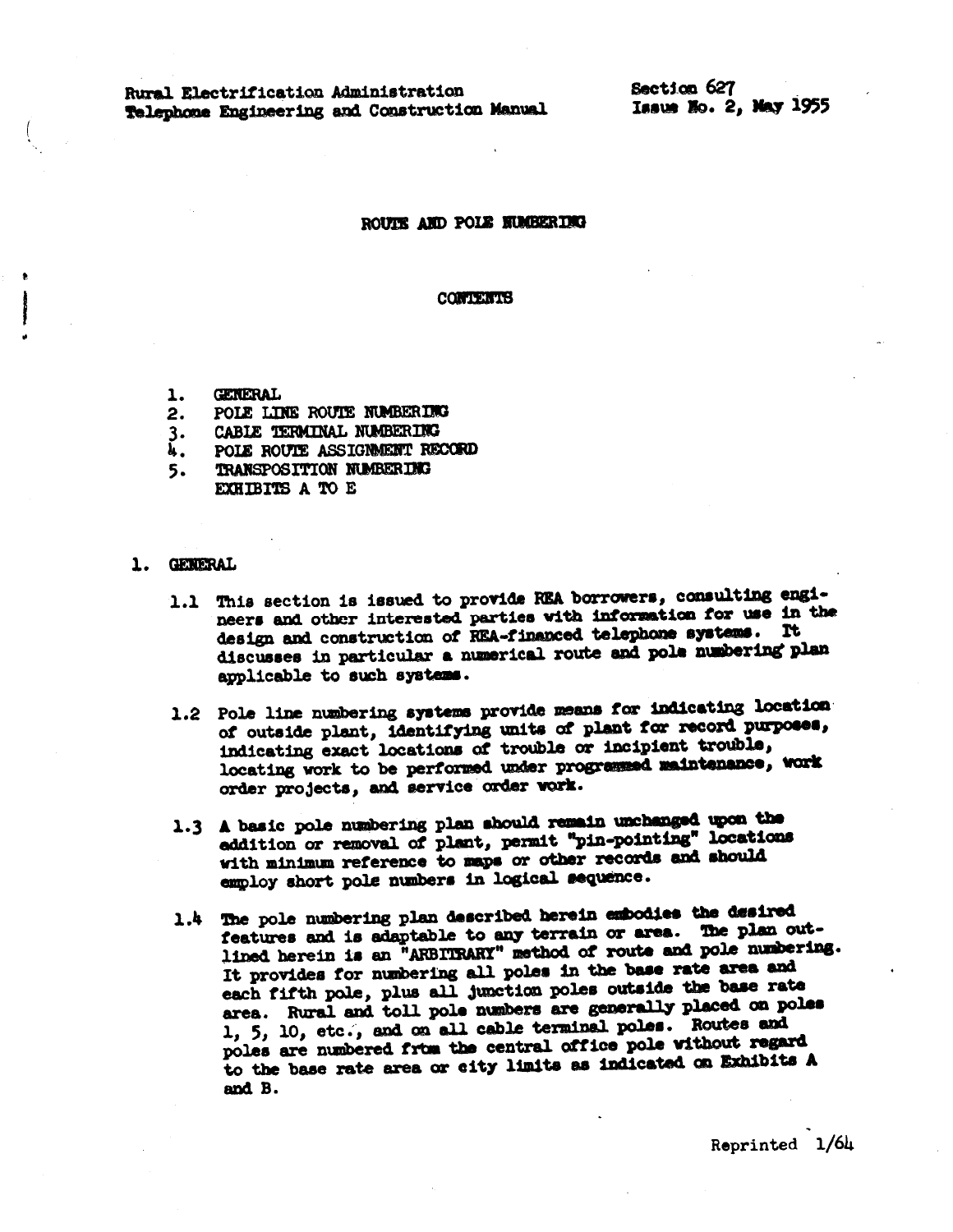Rural Electrification Administration
Telephone Engineering and Construction Manual

Section 627
Issue No. 2, May 1955

# ROUTE AND POLE NUMBERING

## CONTENTS

1. GENERAL
2. POLE LINE ROUTE NUMBERING
3. CABLE TERMINAL NUMBERING
4. POLE ROUTE ASSIGNMENT RECORD
5. TRANSPOSITION NUMBERING

EXHIBITS A TO E

## 1. GENERAL

1.1 This section is issued to provide REA borrowers, consulting engineers and other interested parties with information for use in the design and construction of REA-financed telephone systems. It discusses in particular a numerical route and pole numbering plan applicable to such systems.

1.2 Pole line numbering systems provide means for indicating location of outside plant, identifying units of plant for record purposes, indicating exact locations of trouble or incipient trouble, locating work to be performed under programmed maintenance, work order projects, and service order work.

1.3 A basic pole numbering plan should remain unchanged upon the addition or removal of plant, permit "pin-pointing" locations with minimum reference to maps or other records and should employ short pole numbers in logical sequence.

1.4 The pole numbering plan described herein embodies the desired features and is adaptable to any terrain or area. The plan outlined herein is an "ARBITRARY" method of route and pole numbering. It provides for numbering all poles in the base rate area and each fifth pole, plus all junction poles outside the base rate area. Rural and toll pole numbers are generally placed on poles 1, 5, 10, etc., and on all cable terminal poles. Routes and poles are numbered from the central office pole without regard to the base rate area or city limits as indicated on Exhibits A and B.

Reprinted 1/64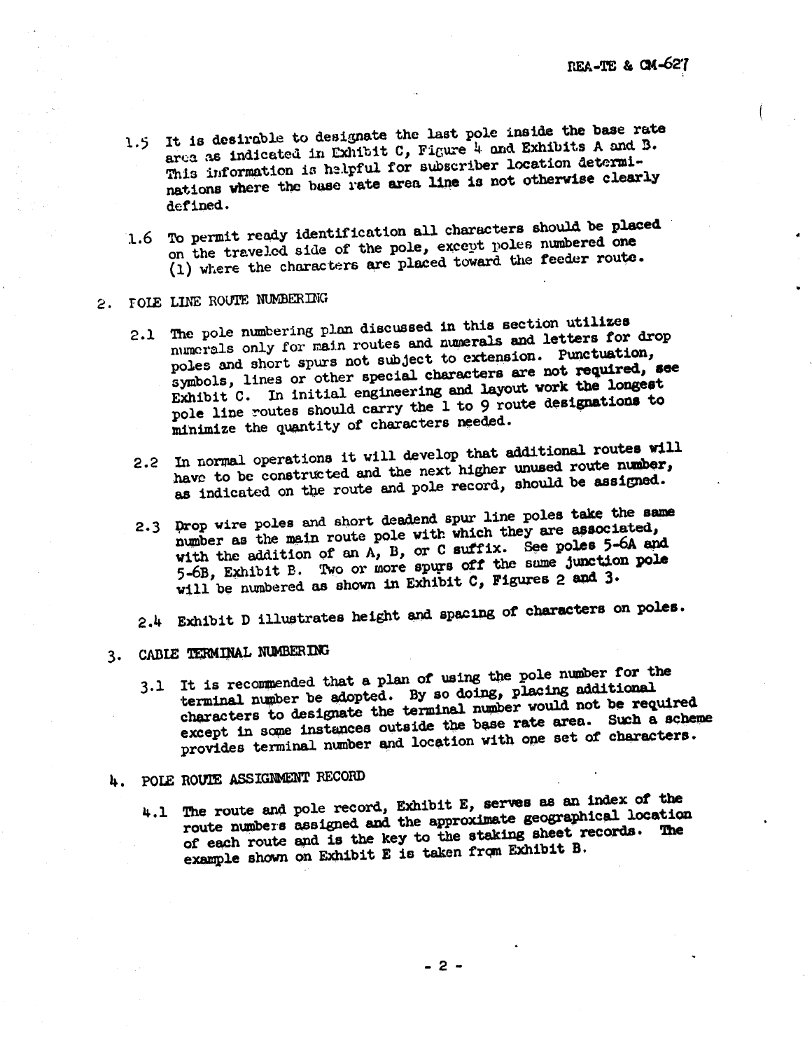1.5 It is desirable to designate the last pole inside the base rate area as indicated in Exhibit C, Figure 4 and Exhibits A and B. This information is helpful for subscriber location determinations where the base rate area line is not otherwise clearly defined.

1.6 To permit ready identification all characters should be placed on the traveled side of the pole, except poles numbered one (1) where the characters are placed toward the feeder route.

## 2. POLE LINE ROUTE NUMBERING

2.1 The pole numbering plan discussed in this section utilizes numerals only for main routes and numerals and letters for drop poles and short spurs not subject to extension. Punctuation, symbols, lines or other special characters are not required, see Exhibit C. In initial engineering and layout work the longest pole line routes should carry the 1 to 9 route designations to minimize the quantity of characters needed.

2.2 In normal operations it will develop that additional routes will have to be constructed and the next higher unused route number, as indicated on the route and pole record, should be assigned.

2.3 Drop wire poles and short deadend spur line poles take the same number as the main route pole with which they are associated, with the addition of an A, B, or C suffix. See poles 5-6A and 5-6B, Exhibit B. Two or more spurs off the same junction pole will be numbered as shown in Exhibit C, Figures 2 and 3.

2.4 Exhibit D illustrates height and spacing of characters on poles.

## 3. CABLE TERMINAL NUMBERING

3.1 It is recommended that a plan of using the pole number for the terminal number be adopted. By so doing, placing additional characters to designate the terminal number would not be required except in some instances outside the base rate area. Such a scheme provides terminal number and location with one set of characters.

## 4. POLE ROUTE ASSIGNMENT RECORD

4.1 The route and pole record, Exhibit E, serves as an index of the route numbers assigned and the approximate geographical location of each route and is the key to the staking sheet records. The example shown on Exhibit E is taken from Exhibit B.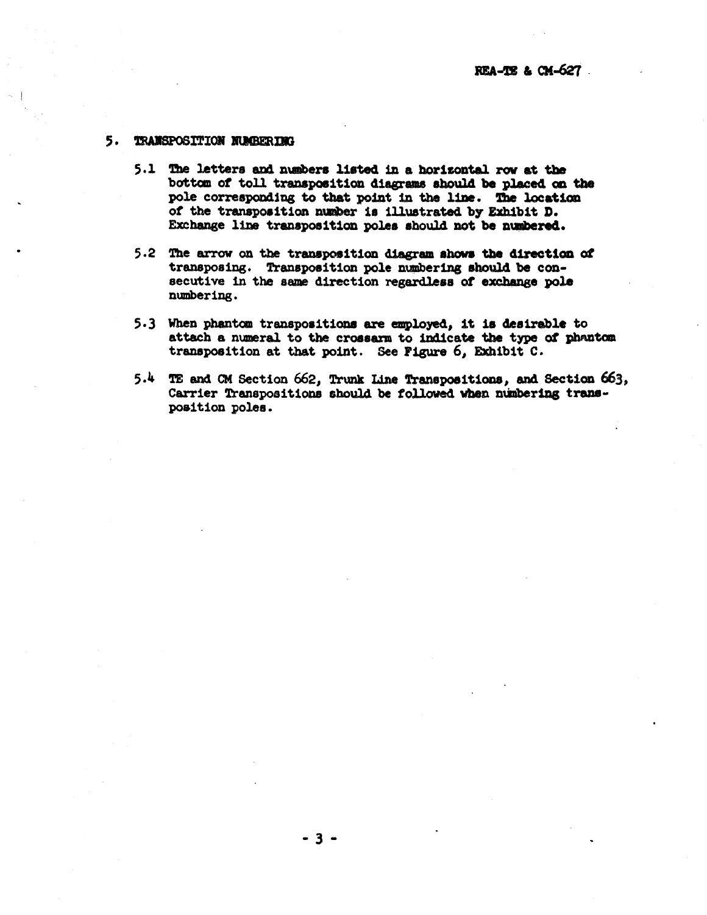## 5. TRANSPOSITION NUMBERING

5.1 The letters and numbers listed in a horizontal row at the bottom of toll transposition diagrams should be placed on the pole corresponding to that point in the line. The location of the transposition number is illustrated by Exhibit D. Exchange line transposition poles should not be numbered.

5.2 The arrow on the transposition diagram shows the direction of transposing. Transposition pole numbering should be consecutive in the same direction regardless of exchange pole numbering.

5.3 When phantom transpositions are employed, it is desirable to attach a numeral to the crossarm to indicate the type of phantom transposition at that point. See Figure 6, Exhibit C.

5.4 TE and CM Section 662, Trunk Line Transpositions, and Section 663, Carrier Transpositions should be followed when numbering transposition poles.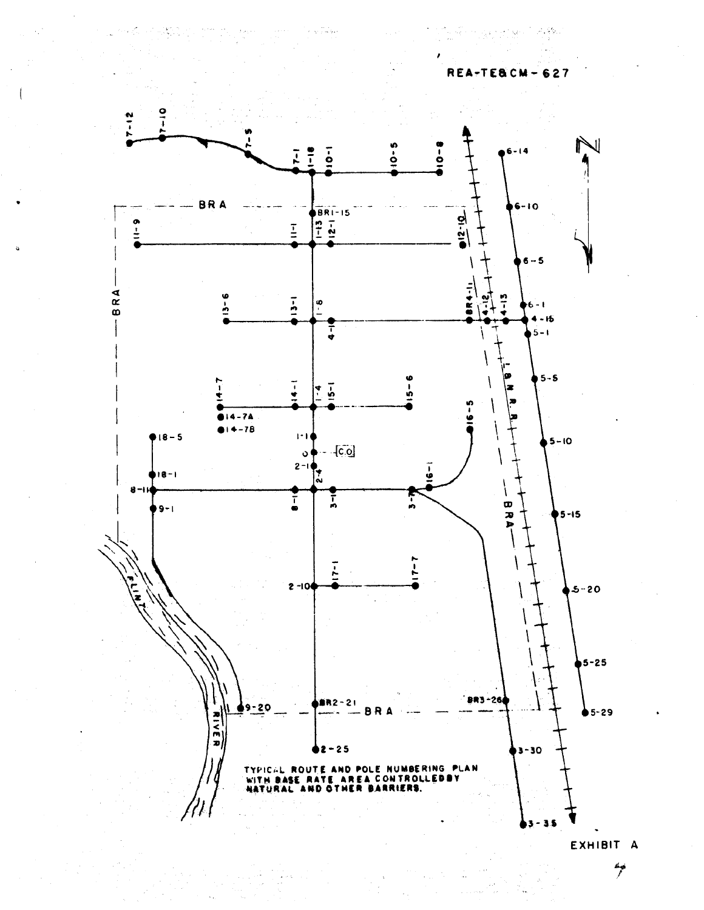REA-TE&CM-627

TYPICAL ROUTE AND POLE NUMBERING PLAN WITH BASE RATE AREA CONTROLLED BY NATURAL AND OTHER BARRIERS.

EXHIBIT A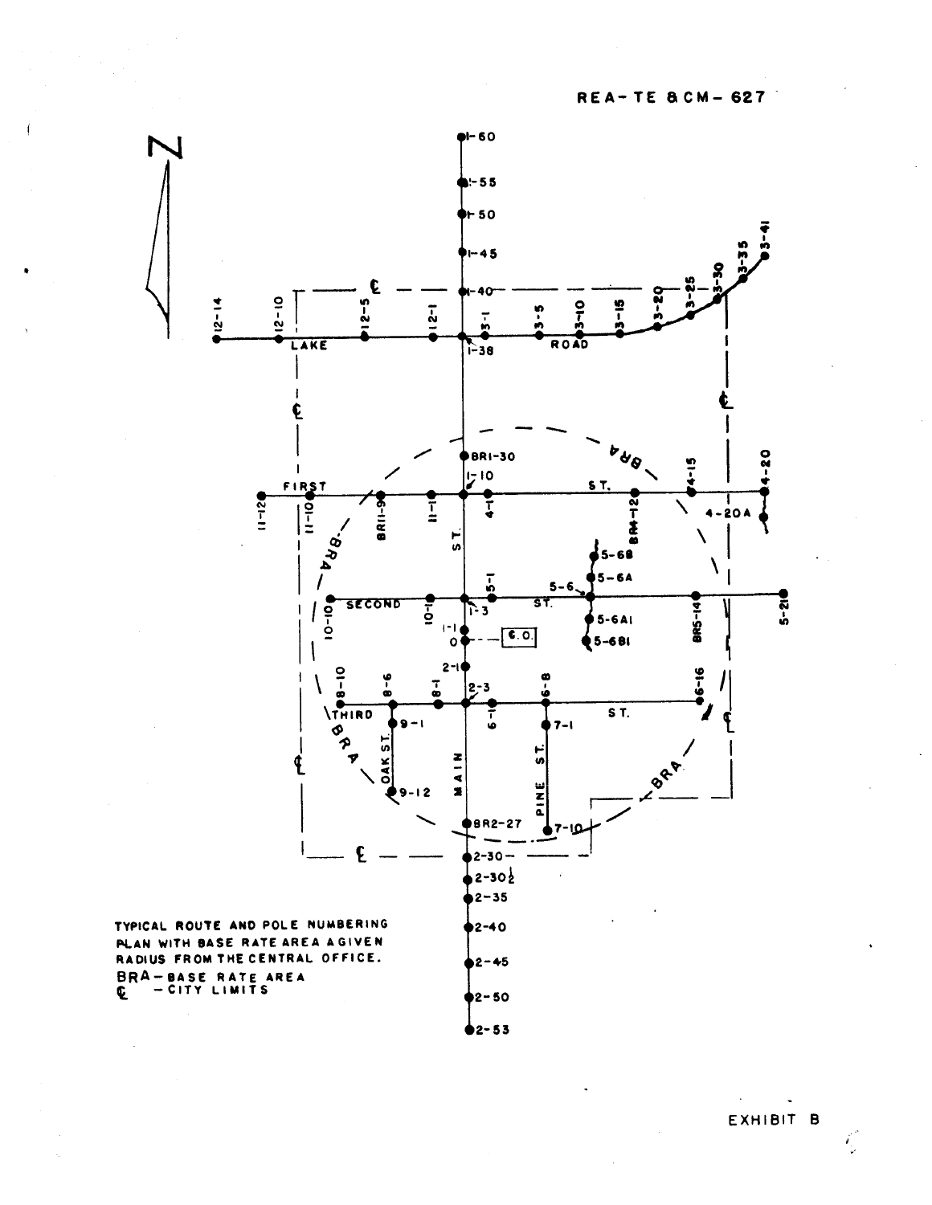REA-TE & CM-627

TYPICAL ROUTE AND POLE NUMBERING PLAN WITH BASE RATE AREA A GIVEN RADIUS FROM THE CENTRAL OFFICE.

BRA – BASE RATE AREA

℄ – CITY LIMITS

EXHIBIT B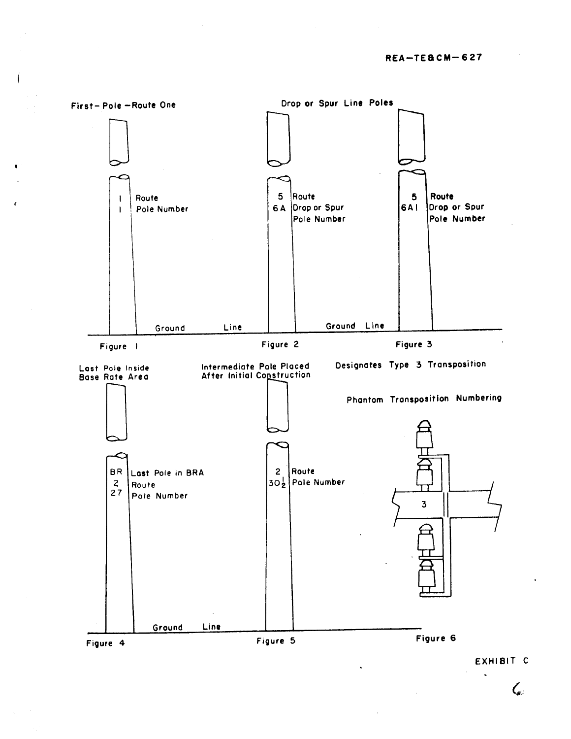REA-TE&CM-627

**First-Pole – Route One**

1 Route
1 Pole Number

Ground Line

Figure 1

**Drop or Spur Line Poles**

5 Route
6A Drop or Spur Pole Number

Figure 2

5 Route
6A1 Drop or Spur Pole Number

Ground Line

Figure 3

**Last Pole Inside Base Rate Area**

BR Last Pole in BRA
2 Route
27 Pole Number

Ground Line

Figure 4

**Intermediate Pole Placed After Initial Construction**

2 Route
30½ Pole Number

Figure 5

**Designates Type 3 Transposition**

**Phantom Transposition Numbering**

3

Figure 6

EXHIBIT C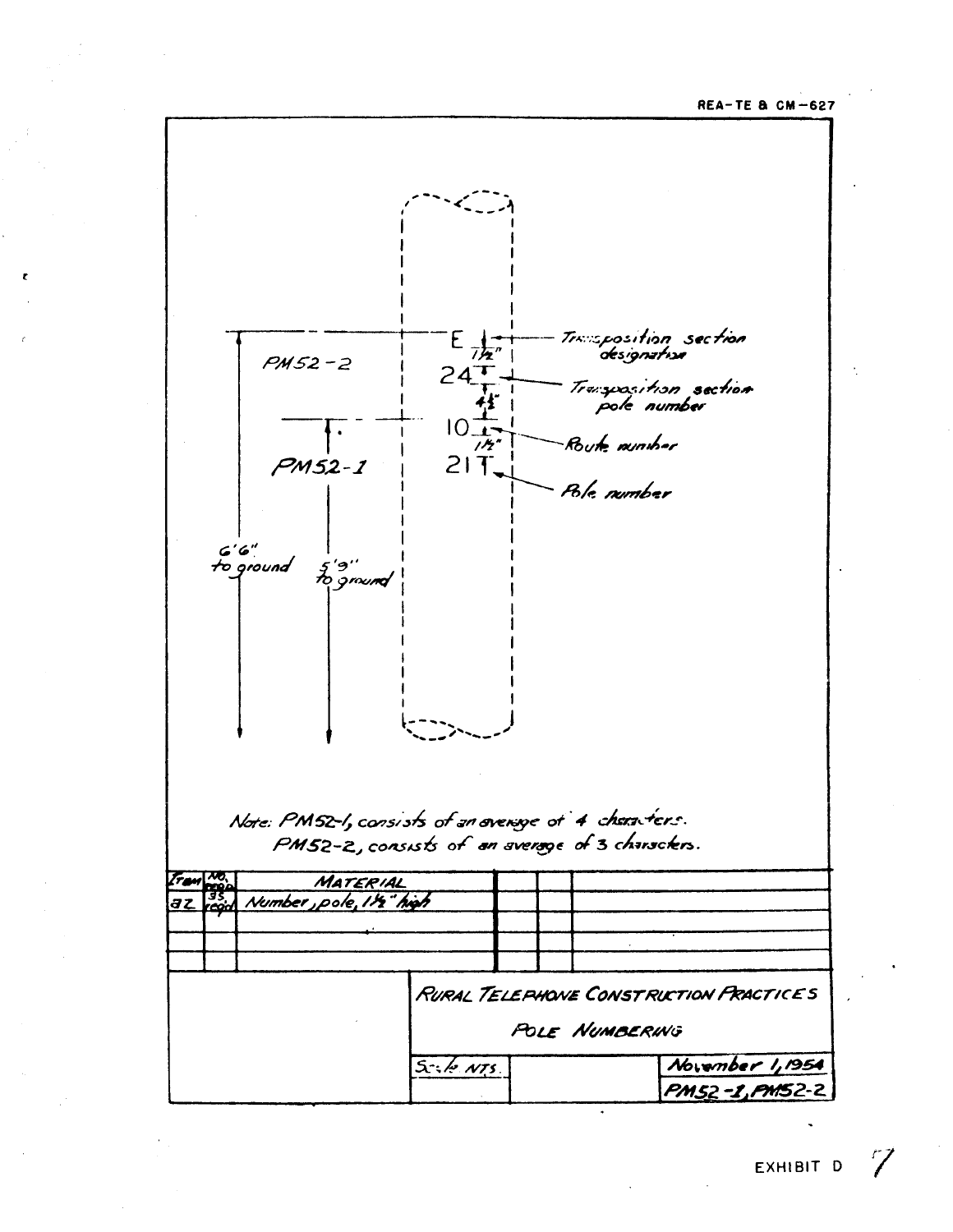REA-TE & CM-627

E — Transposition section designation

$1\frac{1}{2}$"

24 — Transposition section pole number

$4\frac{1}{2}$"

10 — Route number

$1\frac{1}{2}$"

21 — Pole number

PM52-2

PM52-1

6'6" to ground

5'9" to ground

Note: PM52-1, consists of an average of 4 characters.
PM52-2, consists of an average of 3 characters.

| Item | No. reqd. | MATERIAL | | | |
|---|---|---|---|---|---|
| az | as req'd | Number, pole, $1\frac{1}{2}$" high | | | |
| | | | | | |
| | | | | | |
| | | | | | |

RURAL TELEPHONE CONSTRUCTION PRACTICES

POLE NUMBERING

Scale NTS. | November 1, 1954 | PM52-1, PM52-2

EXHIBIT D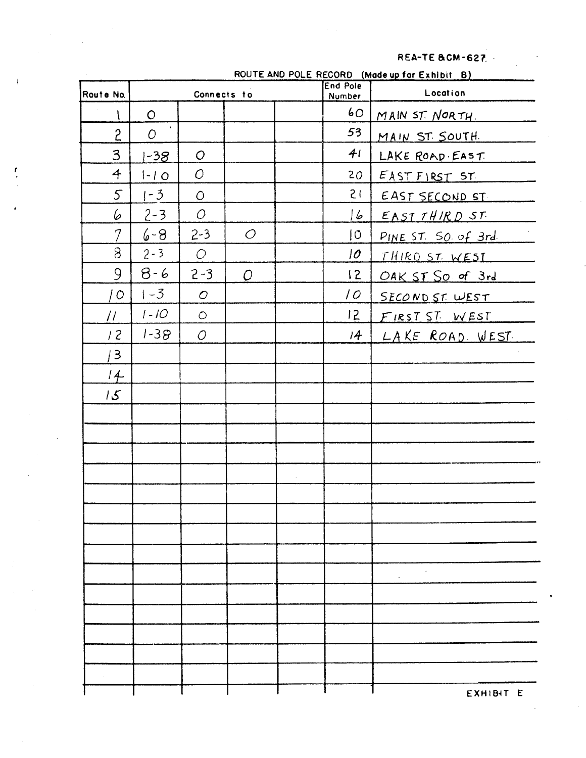REA-TE & CM-627

ROUTE AND POLE RECORD (Made up for Exhibit B)

| Route No. | Connects to | | | | End Pole Number | Location |
|---|---|---|---|---|---|---|
| 1 | 0 | | | | 60 | MAIN ST. NORTH |
| 2 | 0 | | | | 53 | MAIN ST. SOUTH |
| 3 | 1-38 | 0 | | | 41 | LAKE ROAD EAST |
| 4 | 1-10 | 0 | | | 20 | EAST FIRST ST. |
| 5 | 1-3 | 0 | | | 21 | EAST SECOND ST. |
| 6 | 2-3 | 0 | | | 16 | EAST THIRD ST. |
| 7 | 6-8 | 2-3 | 0 | | 10 | PINE ST. SO. of 3rd |
| 8 | 2-3 | 0 | | | 10 | THIRD ST. WEST |
| 9 | 8-6 | 2-3 | 0 | | 12 | OAK ST SO of 3rd |
| 10 | 1-3 | 0 | | | 10 | SECOND ST. WEST |
| 11 | 1-10 | 0 | | | 12 | FIRST ST. WEST |
| 12 | 1-38 | 0 | | | 14 | LAKE ROAD WEST |
| 13 | | | | | | |
| 14 | | | | | | |
| 15 | | | | | | |

EXHIBIT E